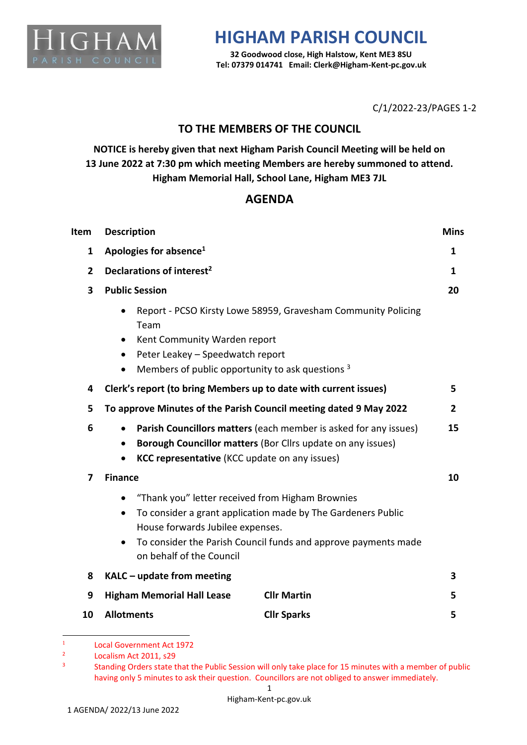# HIGHAM PARISH COUNCIL

**32 Goodwood close, High Halstow, Kent ME3 8SU**
**Tel: 07379 014741 Email: Clerk@Higham-Kent-pc.gov.uk**

C/1/2022-23/PAGES 1-2

## TO THE MEMBERS OF THE COUNCIL

**NOTICE is hereby given that next Higham Parish Council Meeting will be held on 13 June 2022 at 7:30 pm which meeting Members are hereby summoned to attend. Higham Memorial Hall, School Lane, Higham ME3 7JL**

## AGENDA

| Item | Description | | Mins |
|---|---|---|---|
| 1 | **Apologies for absence**[1] | | 1 |
| 2 | **Declarations of interest**[2] | | 1 |
| 3 | **Public Session**<br>• Report - PCSO Kirsty Lowe 58959, Gravesham Community Policing Team<br>• Kent Community Warden report<br>• Peter Leakey – Speedwatch report<br>• Members of public opportunity to ask questions [3] | | 20 |
| 4 | **Clerk's report (to bring Members up to date with current issues)** | | 5 |
| 5 | **To approve Minutes of the Parish Council meeting dated 9 May 2022** | | 2 |
| 6 | • **Parish Councillors matters** (each member is asked for any issues)<br>• **Borough Councillor matters** (Bor Cllrs update on any issues)<br>• **KCC representative** (KCC update on any issues) | | 15 |
| 7 | **Finance**<br>• "Thank you" letter received from Higham Brownies<br>• To consider a grant application made by The Gardeners Public House forwards Jubilee expenses.<br>• To consider the Parish Council funds and approve payments made on behalf of the Council | | 10 |
| 8 | **KALC – update from meeting** | | 3 |
| 9 | **Higham Memorial Hall Lease** | **Cllr Martin** | 5 |
| 10 | **Allotments** | **Cllr Sparks** | 5 |

---

[1] Local Government Act 1972

[2] Localism Act 2011, s29

[3] Standing Orders state that the Public Session will only take place for 15 minutes with a member of public having only 5 minutes to ask their question. Councillors are not obliged to answer immediately.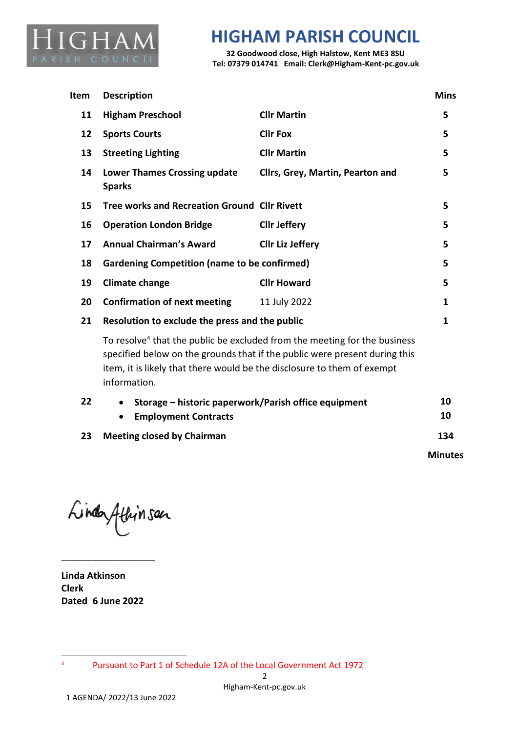# HIGHAM PARISH COUNCIL

**32 Goodwood close, High Halstow, Kent ME3 8SU**
**Tel: 07379 014741 Email: Clerk@Higham-Kent-pc.gov.uk**

| Item | Description | | Mins |
|---|---|---|---|
| **11** | **Higham Preschool** | **Cllr Martin** | **5** |
| **12** | **Sports Courts** | **Cllr Fox** | **5** |
| **13** | **Streeting Lighting** | **Cllr Martin** | **5** |
| **14** | **Lower Thames Crossing update** | **Cllrs, Grey, Martin, Pearton and Sparks** | **5** |
| **15** | **Tree works and Recreation Ground** | **Cllr Rivett** | **5** |
| **16** | **Operation London Bridge** | **Cllr Jeffery** | **5** |
| **17** | **Annual Chairman's Award** | **Cllr Liz Jeffery** | **5** |
| **18** | **Gardening Competition (name to be confirmed)** | | **5** |
| **19** | **Climate change** | **Cllr Howard** | **5** |
| **20** | **Confirmation of next meeting** | 11 July 2022 | **1** |
| **21** | **Resolution to exclude the press and the public** | | **1** |
| | To resolve[4] that the public be excluded from the meeting for the business specified below on the grounds that if the public were present during this item, it is likely that there would be the disclosure to them of exempt information. | | |
| **22** | • **Storage – historic paperwork/Parish office equipment** | | **10** |
| | • **Employment Contracts** | | **10** |
| **23** | **Meeting closed by Chairman** | | **134** |
| | | | **Minutes** |

Linda Atkinson

\_\_\_\_\_\_\_\_\_\_\_\_\_\_\_\_\_\_\_\_

**Linda Atkinson**
**Clerk**
**Dated 6 June 2022**

[4] Pursuant to Part 1 of Schedule 12A of the Local Government Act 1972